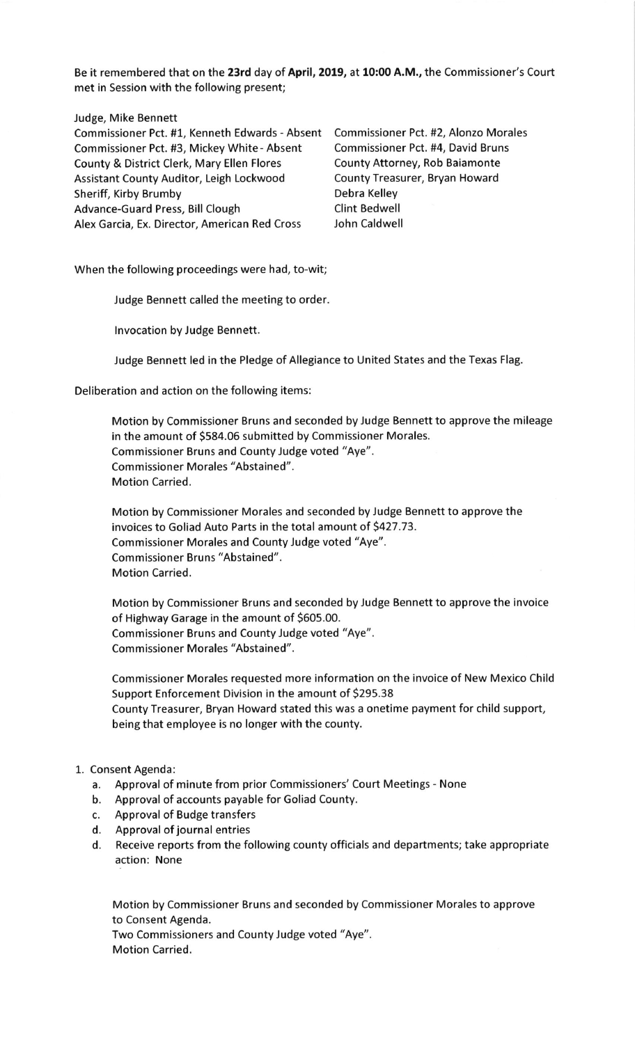Be it remembered that on the **23rd** day of **April, 2019,** at **10:00 A.M.,** the Commissioner's Court met in Session with the following present;

Judge, Mike Bennett
Commissioner Pct. #1, Kenneth Edwards - Absent
Commissioner Pct. #3, Mickey White - Absent
County & District Clerk, Mary Ellen Flores
Assistant County Auditor, Leigh Lockwood
Sheriff, Kirby Brumby
Advance-Guard Press, Bill Clough
Alex Garcia, Ex. Director, American Red Cross
Commissioner Pct. #2, Alonzo Morales
Commissioner Pct. #4, David Bruns
County Attorney, Rob Baiamonte
County Treasurer, Bryan Howard
Debra Kelley
Clint Bedwell
John Caldwell

When the following proceedings were had, to-wit;

Judge Bennett called the meeting to order.

Invocation by Judge Bennett.

Judge Bennett led in the Pledge of Allegiance to United States and the Texas Flag.

Deliberation and action on the following items:

Motion by Commissioner Bruns and seconded by Judge Bennett to approve the mileage in the amount of $584.06 submitted by Commissioner Morales.
Commissioner Bruns and County Judge voted "Aye".
Commissioner Morales "Abstained".
Motion Carried.

Motion by Commissioner Morales and seconded by Judge Bennett to approve the invoices to Goliad Auto Parts in the total amount of $427.73.
Commissioner Morales and County Judge voted "Aye".
Commissioner Bruns "Abstained".
Motion Carried.

Motion by Commissioner Bruns and seconded by Judge Bennett to approve the invoice of Highway Garage in the amount of $605.00.
Commissioner Bruns and County Judge voted "Aye".
Commissioner Morales "Abstained".

Commissioner Morales requested more information on the invoice of New Mexico Child Support Enforcement Division in the amount of $295.38
County Treasurer, Bryan Howard stated this was a onetime payment for child support, being that employee is no longer with the county.

1. Consent Agenda:
   a. Approval of minute from prior Commissioners' Court Meetings - None
   b. Approval of accounts payable for Goliad County.
   c. Approval of Budge transfers
   d. Approval of journal entries
   d. Receive reports from the following county officials and departments; take appropriate action: None

   Motion by Commissioner Bruns and seconded by Commissioner Morales to approve to Consent Agenda.
   Two Commissioners and County Judge voted "Aye".
   Motion Carried.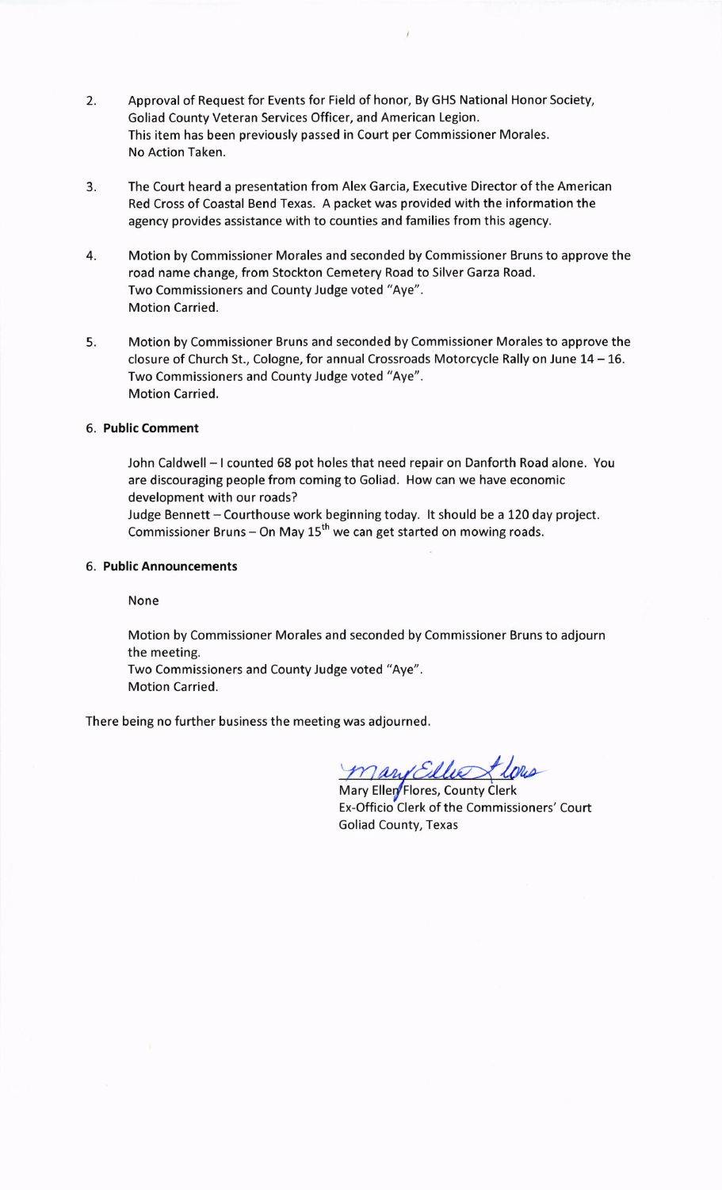2. Approval of Request for Events for Field of honor, By GHS National Honor Society, Goliad County Veteran Services Officer, and American Legion.
   This item has been previously passed in Court per Commissioner Morales.
   No Action Taken.

3. The Court heard a presentation from Alex Garcia, Executive Director of the American Red Cross of Coastal Bend Texas. A packet was provided with the information the agency provides assistance with to counties and families from this agency.

4. Motion by Commissioner Morales and seconded by Commissioner Bruns to approve the road name change, from Stockton Cemetery Road to Silver Garza Road.
   Two Commissioners and County Judge voted "Aye".
   Motion Carried.

5. Motion by Commissioner Bruns and seconded by Commissioner Morales to approve the closure of Church St., Cologne, for annual Crossroads Motorcycle Rally on June 14 – 16.
   Two Commissioners and County Judge voted "Aye".
   Motion Carried.

6. **Public Comment**

   John Caldwell – I counted 68 pot holes that need repair on Danforth Road alone. You are discouraging people from coming to Goliad. How can we have economic development with our roads?
   Judge Bennett – Courthouse work beginning today. It should be a 120 day project.
   Commissioner Bruns – On May 15th we can get started on mowing roads.

6. **Public Announcements**

   None

   Motion by Commissioner Morales and seconded by Commissioner Bruns to adjourn the meeting.
   Two Commissioners and County Judge voted "Aye".
   Motion Carried.

There being no further business the meeting was adjourned.

Mary Ellen Flores, County Clerk
Ex-Officio Clerk of the Commissioners' Court
Goliad County, Texas